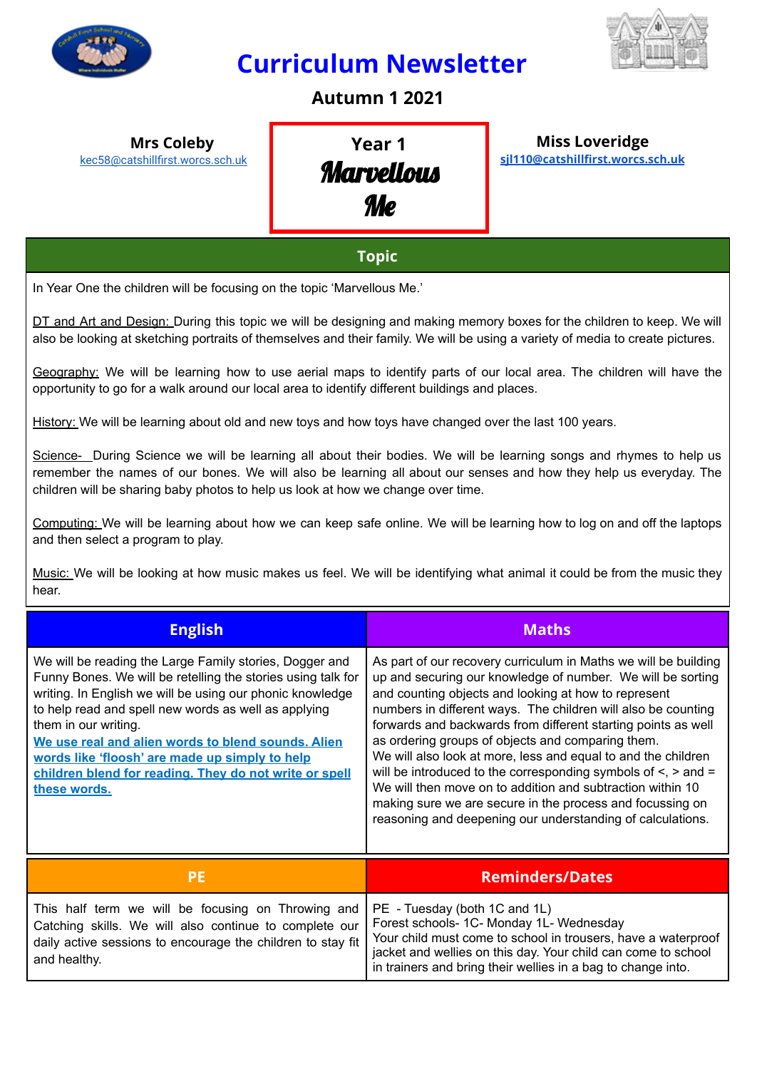# Curriculum Newsletter

## Autumn 1 2021

**Mrs Coleby**
kec58@catshillfirst.worcs.sch.uk

**Year 1**
***Marvellous Me***

**Miss Loveridge**
**sjl110@catshillfirst.worcs.sch.uk**

## Topic

In Year One the children will be focusing on the topic 'Marvellous Me.'

DT and Art and Design: During this topic we will be designing and making memory boxes for the children to keep. We will also be looking at sketching portraits of themselves and their family. We will be using a variety of media to create pictures.

Geography: We will be learning how to use aerial maps to identify parts of our local area. The children will have the opportunity to go for a walk around our local area to identify different buildings and places.

History: We will be learning about old and new toys and how toys have changed over the last 100 years.

Science- During Science we will be learning all about their bodies. We will be learning songs and rhymes to help us remember the names of our bones. We will also be learning all about our senses and how they help us everyday. The children will be sharing baby photos to help us look at how we change over time.

Computing: We will be learning about how we can keep safe online. We will be learning how to log on and off the laptops and then select a program to play.

Music: We will be looking at how music makes us feel. We will be identifying what animal it could be from the music they hear.

## English

We will be reading the Large Family stories, Dogger and Funny Bones. We will be retelling the stories using talk for writing. In English we will be using our phonic knowledge to help read and spell new words as well as applying them in our writing.

**We use real and alien words to blend sounds. Alien words like 'floosh' are made up simply to help children blend for reading. They do not write or spell these words.**

## Maths

As part of our recovery curriculum in Maths we will be building up and securing our knowledge of number. We will be sorting and counting objects and looking at how to represent numbers in different ways. The children will also be counting forwards and backwards from different starting points as well as ordering groups of objects and comparing them.
We will also look at more, less and equal to and the children will be introduced to the corresponding symbols of <, > and =
We will then move on to addition and subtraction within 10 making sure we are secure in the process and focussing on reasoning and deepening our understanding of calculations.

## PE

This half term we will be focusing on Throwing and Catching skills. We will also continue to complete our daily active sessions to encourage the children to stay fit and healthy.

## Reminders/Dates

PE - Tuesday (both 1C and 1L)
Forest schools- 1C- Monday 1L- Wednesday
Your child must come to school in trousers, have a waterproof jacket and wellies on this day. Your child can come to school in trainers and bring their wellies in a bag to change into.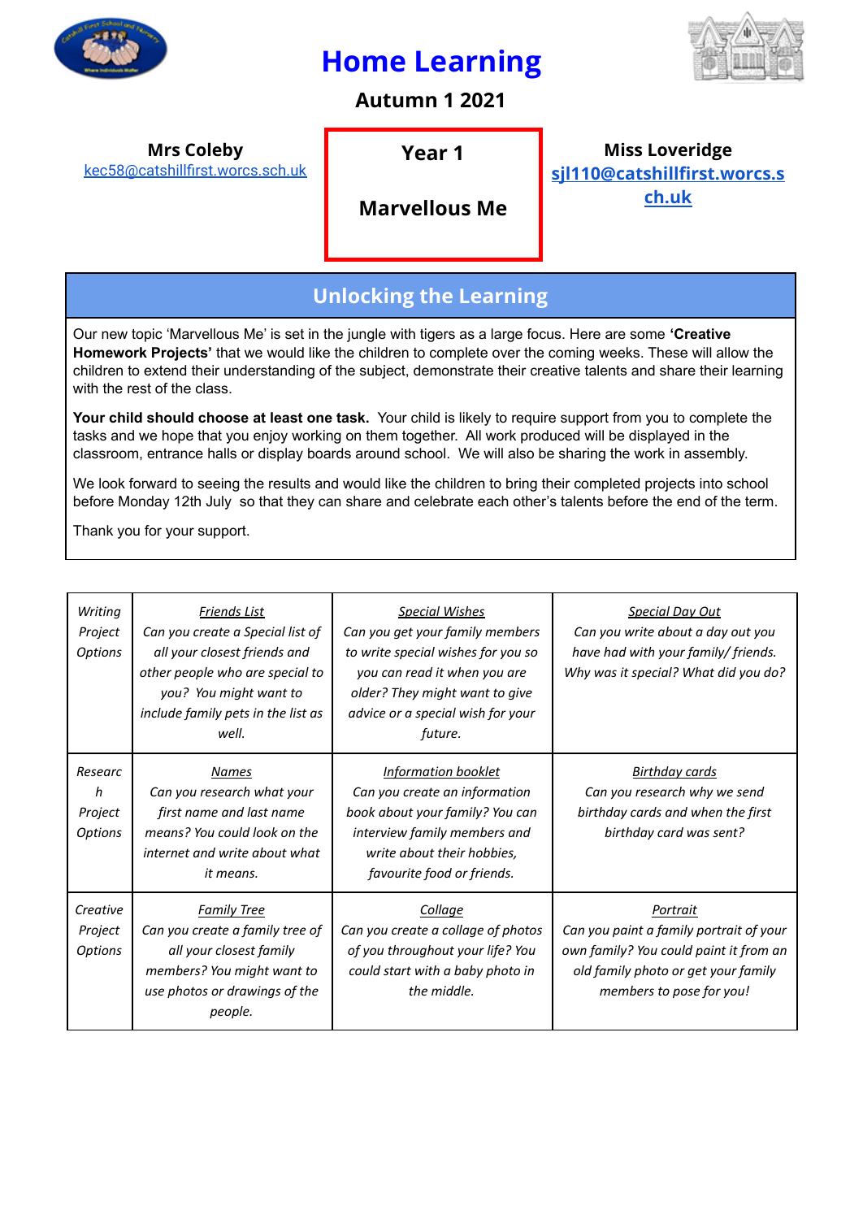# Home Learning

**Autumn 1 2021**

**Mrs Coleby**
kec58@catshillfirst.worcs.sch.uk

**Year 1**

**Marvellous Me**

**Miss Loveridge**
**sjl110@catshillfirst.worcs.sch.uk**

## Unlocking the Learning

Our new topic 'Marvellous Me' is set in the jungle with tigers as a large focus. Here are some **'Creative Homework Projects'** that we would like the children to complete over the coming weeks. These will allow the children to extend their understanding of the subject, demonstrate their creative talents and share their learning with the rest of the class.

**Your child should choose at least one task.** Your child is likely to require support from you to complete the tasks and we hope that you enjoy working on them together. All work produced will be displayed in the classroom, entrance halls or display boards around school. We will also be sharing the work in assembly.

We look forward to seeing the results and would like the children to bring their completed projects into school before Monday 12th July so that they can share and celebrate each other's talents before the end of the term.

Thank you for your support.

| | | | |
|---|---|---|---|
| *Writing Project Options* | *Friends List* Can you create a Special list of all your closest friends and other people who are special to you? You might want to include family pets in the list as well. | *Special Wishes* Can you get your family members to write special wishes for you so you can read it when you are older? They might want to give advice or a special wish for your future. | *Special Day Out* Can you write about a day out you have had with your family/ friends. Why was it special? What did you do? |
| *Research Project Options* | *Names* Can you research what your first name and last name means? You could look on the internet and write about what it means. | *Information booklet* Can you create an information book about your family? You can interview family members and write about their hobbies, favourite food or friends. | *Birthday cards* Can you research why we send birthday cards and when the first birthday card was sent? |
| *Creative Project Options* | *Family Tree* Can you create a family tree of all your closest family members? You might want to use photos or drawings of the people. | *Collage* Can you create a collage of photos of you throughout your life? You could start with a baby photo in the middle. | *Portrait* Can you paint a family portrait of your own family? You could paint it from an old family photo or get your family members to pose for you! |